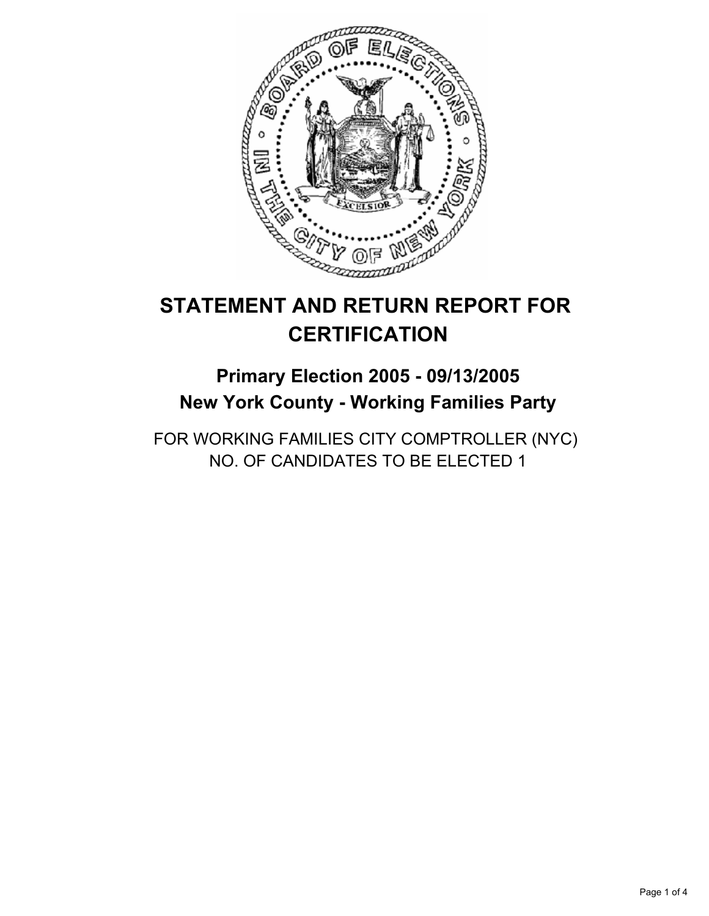# STATEMENT AND RETURN REPORT FOR CERTIFICATION

## Primary Election 2005 - 09/13/2005
## New York County - Working Families Party

FOR WORKING FAMILIES CITY COMPTROLLER (NYC)
NO. OF CANDIDATES TO BE ELECTED 1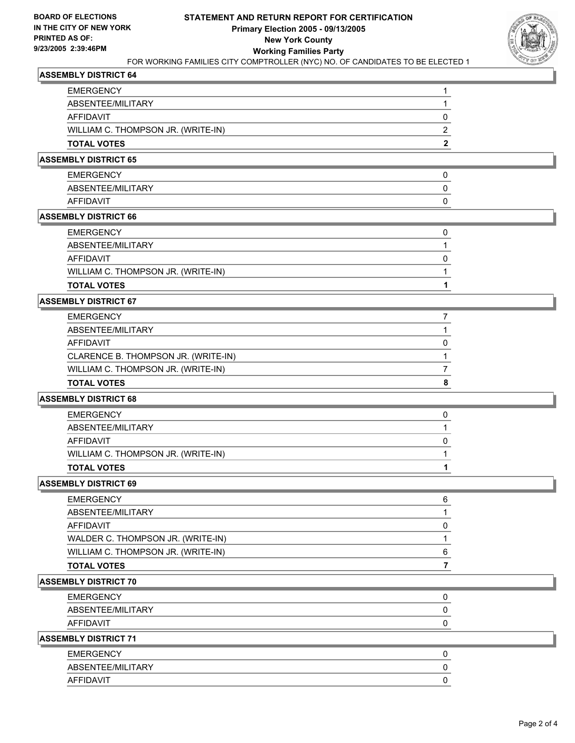**BOARD OF ELECTIONS IN THE CITY OF NEW YORK PRINTED AS OF: 9/23/2005 2:39:46PM**

# STATEMENT AND RETURN REPORT FOR CERTIFICATION
## Primary Election 2005 - 09/13/2005
## New York County
## Working Families Party

FOR WORKING FAMILIES CITY COMPTROLLER (NYC) NO. OF CANDIDATES TO BE ELECTED 1

### ASSEMBLY DISTRICT 64

| | |
|---|---|
| EMERGENCY | 1 |
| ABSENTEE/MILITARY | 1 |
| AFFIDAVIT | 0 |
| WILLIAM C. THOMPSON JR. (WRITE-IN) | 2 |
| **TOTAL VOTES** | **2** |

### ASSEMBLY DISTRICT 65

| | |
|---|---|
| EMERGENCY | 0 |
| ABSENTEE/MILITARY | 0 |
| AFFIDAVIT | 0 |

### ASSEMBLY DISTRICT 66

| | |
|---|---|
| EMERGENCY | 0 |
| ABSENTEE/MILITARY | 1 |
| AFFIDAVIT | 0 |
| WILLIAM C. THOMPSON JR. (WRITE-IN) | 1 |
| **TOTAL VOTES** | **1** |

### ASSEMBLY DISTRICT 67

| | |
|---|---|
| EMERGENCY | 7 |
| ABSENTEE/MILITARY | 1 |
| AFFIDAVIT | 0 |
| CLARENCE B. THOMPSON JR. (WRITE-IN) | 1 |
| WILLIAM C. THOMPSON JR. (WRITE-IN) | 7 |
| **TOTAL VOTES** | **8** |

### ASSEMBLY DISTRICT 68

| | |
|---|---|
| EMERGENCY | 0 |
| ABSENTEE/MILITARY | 1 |
| AFFIDAVIT | 0 |
| WILLIAM C. THOMPSON JR. (WRITE-IN) | 1 |
| **TOTAL VOTES** | **1** |

### ASSEMBLY DISTRICT 69

| | |
|---|---|
| EMERGENCY | 6 |
| ABSENTEE/MILITARY | 1 |
| AFFIDAVIT | 0 |
| WALDER C. THOMPSON JR. (WRITE-IN) | 1 |
| WILLIAM C. THOMPSON JR. (WRITE-IN) | 6 |
| **TOTAL VOTES** | **7** |

### ASSEMBLY DISTRICT 70

| | |
|---|---|
| EMERGENCY | 0 |
| ABSENTEE/MILITARY | 0 |
| AFFIDAVIT | 0 |

### ASSEMBLY DISTRICT 71

| | |
|---|---|
| EMERGENCY | 0 |
| ABSENTEE/MILITARY | 0 |
| AFFIDAVIT | 0 |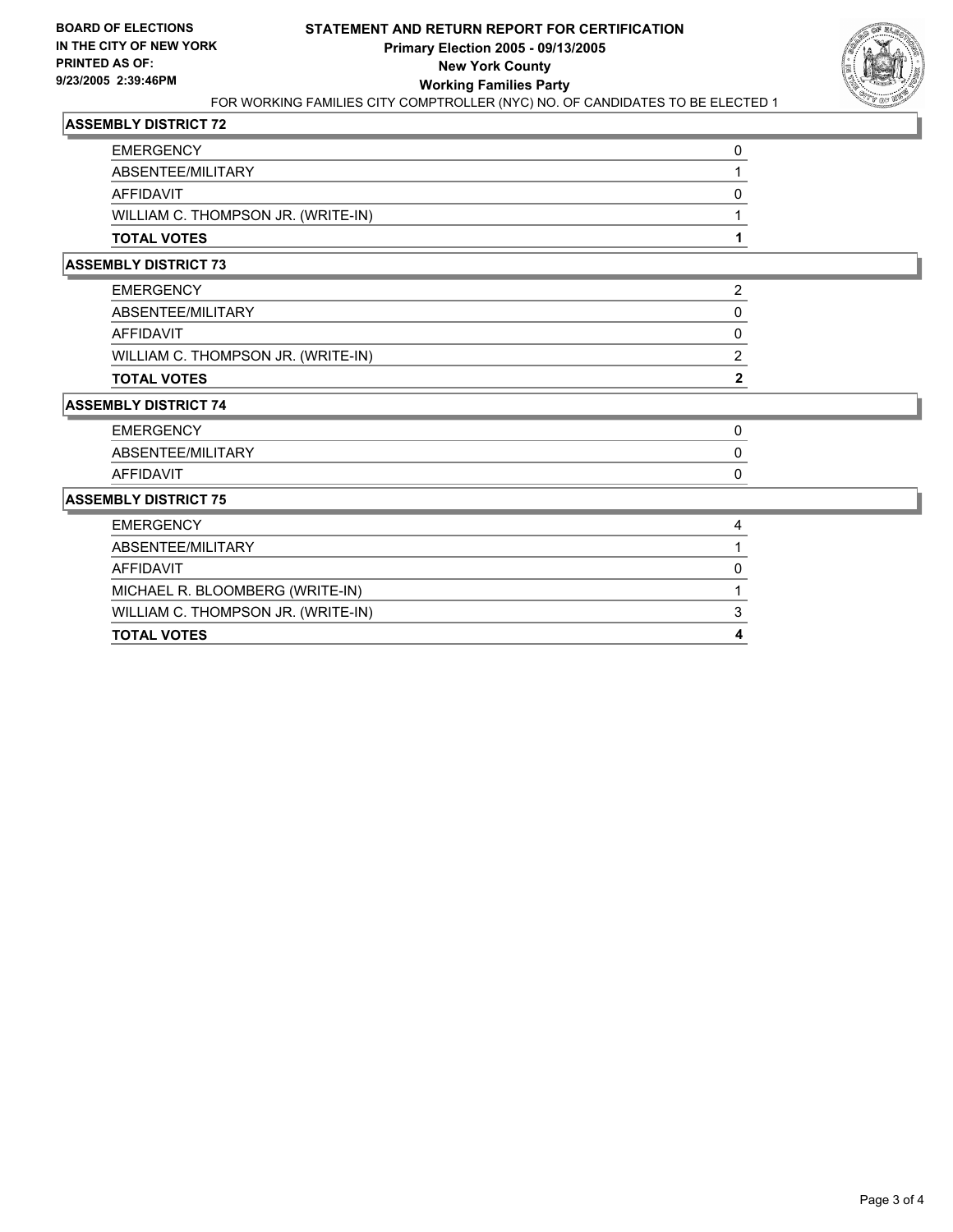**BOARD OF ELECTIONS IN THE CITY OF NEW YORK PRINTED AS OF: 9/23/2005 2:39:46PM**

# STATEMENT AND RETURN REPORT FOR CERTIFICATION
## Primary Election 2005 - 09/13/2005
## New York County
## Working Families Party

FOR WORKING FAMILIES CITY COMPTROLLER (NYC) NO. OF CANDIDATES TO BE ELECTED 1

### ASSEMBLY DISTRICT 72

| | |
|---|---|
| EMERGENCY | 0 |
| ABSENTEE/MILITARY | 1 |
| AFFIDAVIT | 0 |
| WILLIAM C. THOMPSON JR. (WRITE-IN) | 1 |
| **TOTAL VOTES** | **1** |

### ASSEMBLY DISTRICT 73

| | |
|---|---|
| EMERGENCY | 2 |
| ABSENTEE/MILITARY | 0 |
| AFFIDAVIT | 0 |
| WILLIAM C. THOMPSON JR. (WRITE-IN) | 2 |
| **TOTAL VOTES** | **2** |

### ASSEMBLY DISTRICT 74

| | |
|---|---|
| EMERGENCY | 0 |
| ABSENTEE/MILITARY | 0 |
| AFFIDAVIT | 0 |

### ASSEMBLY DISTRICT 75

| | |
|---|---|
| EMERGENCY | 4 |
| ABSENTEE/MILITARY | 1 |
| AFFIDAVIT | 0 |
| MICHAEL R. BLOOMBERG (WRITE-IN) | 1 |
| WILLIAM C. THOMPSON JR. (WRITE-IN) | 3 |
| **TOTAL VOTES** | **4** |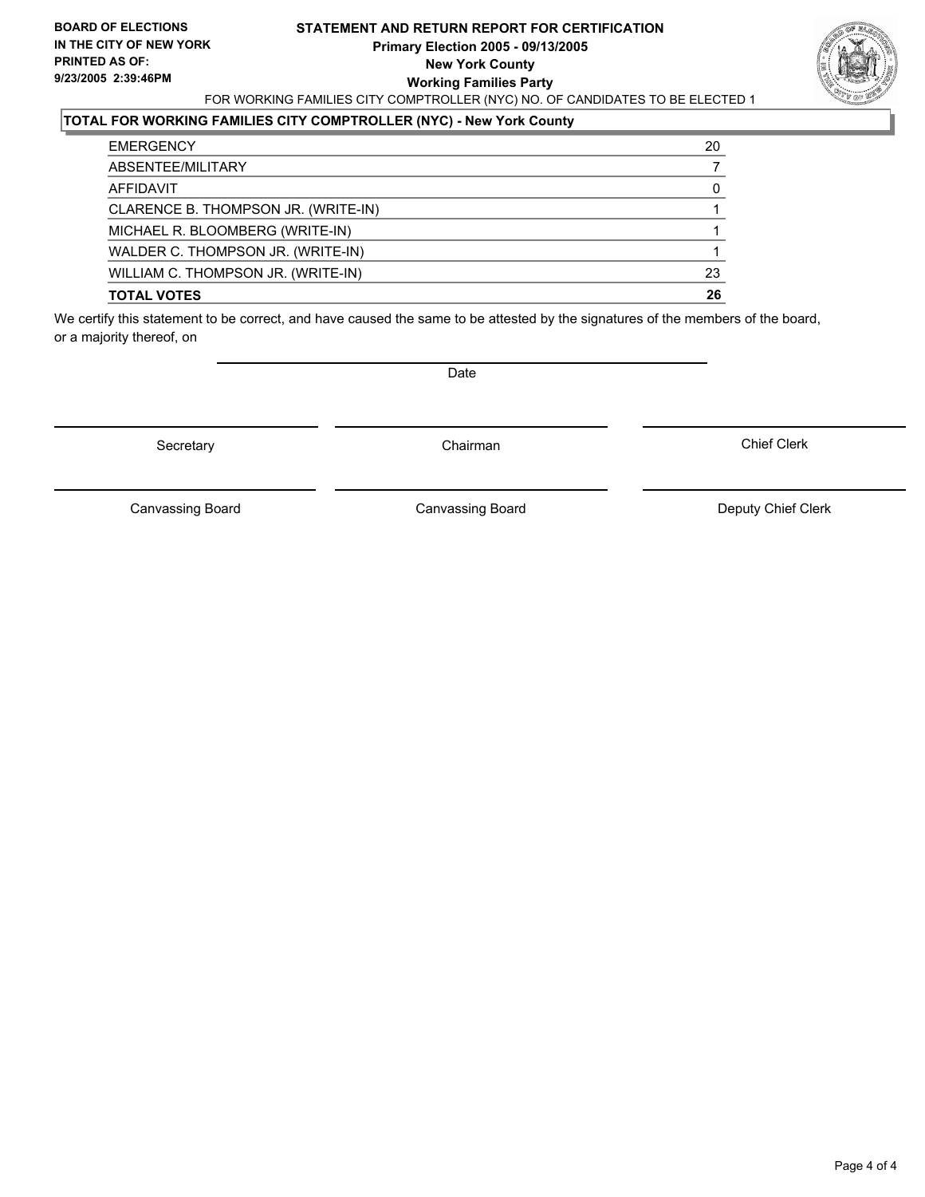**BOARD OF ELECTIONS IN THE CITY OF NEW YORK PRINTED AS OF: 9/23/2005 2:39:46PM**

# STATEMENT AND RETURN REPORT FOR CERTIFICATION
## Primary Election 2005 - 09/13/2005
## New York County
## Working Families Party

FOR WORKING FAMILIES CITY COMPTROLLER (NYC) NO. OF CANDIDATES TO BE ELECTED 1

**TOTAL FOR WORKING FAMILIES CITY COMPTROLLER (NYC) - New York County**

| | |
|---|---|
| EMERGENCY | 20 |
| ABSENTEE/MILITARY | 7 |
| AFFIDAVIT | 0 |
| CLARENCE B. THOMPSON JR. (WRITE-IN) | 1 |
| MICHAEL R. BLOOMBERG (WRITE-IN) | 1 |
| WALDER C. THOMPSON JR. (WRITE-IN) | 1 |
| WILLIAM C. THOMPSON JR. (WRITE-IN) | 23 |
| **TOTAL VOTES** | **26** |

We certify this statement to be correct, and have caused the same to be attested by the signatures of the members of the board, or a majority thereof, on

Date

Secretary

Chairman

Chief Clerk

Canvassing Board

Canvassing Board

Deputy Chief Clerk